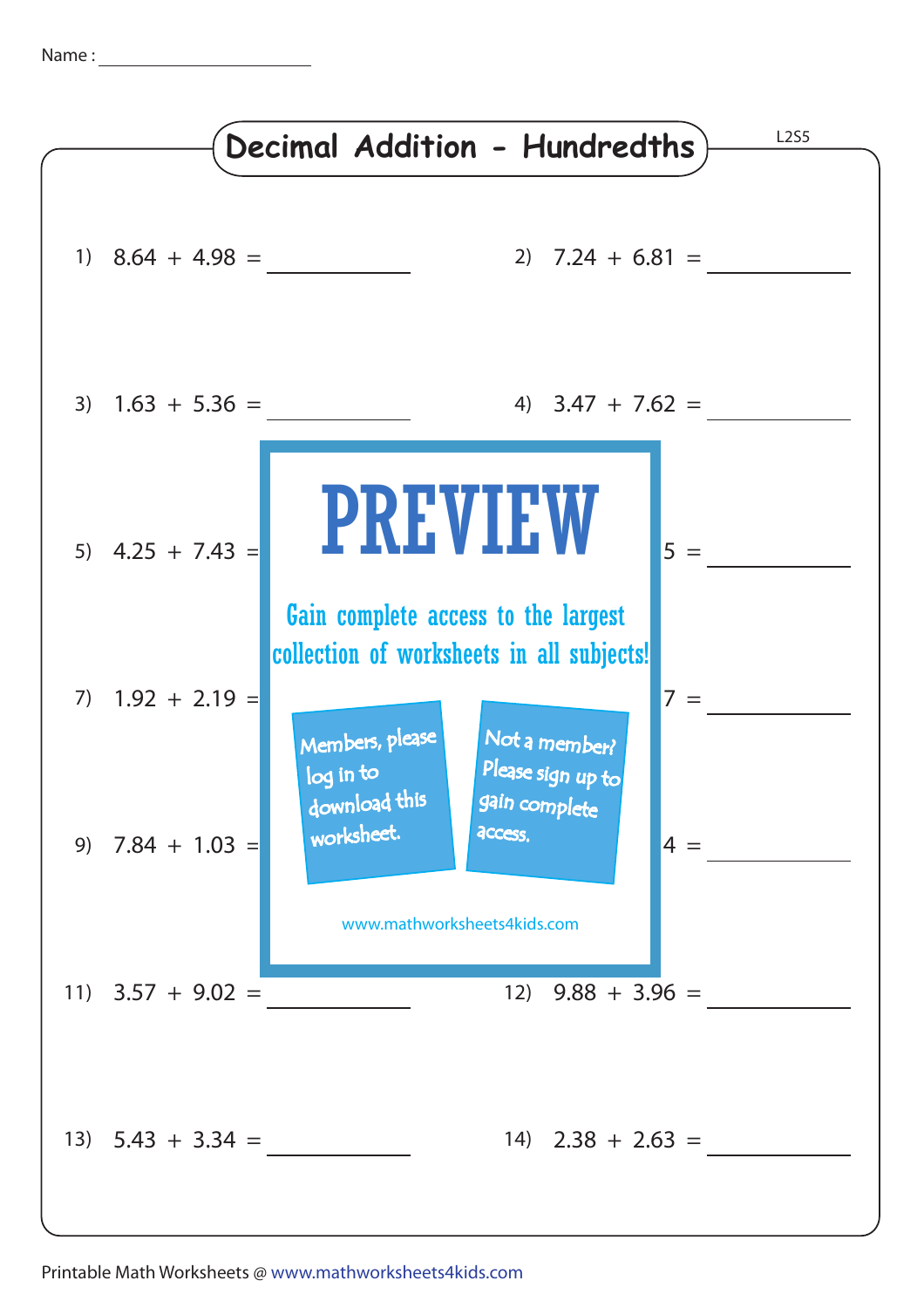Name : ____________________

# Decimal Addition - Hundredths

L2S5

1) 8.64 + 4.98 = ________

2) 7.24 + 6.81 = ________

3) 1.63 + 5.36 = ________

4) 3.47 + 7.62 = ________

5) 4.25 + 7.43 = ________

5 = ________

7) 1.92 + 2.19 = ________

7 = ________

9) 7.84 + 1.03 = ________

4 = ________

11) 3.57 + 9.02 = ________

12) 9.88 + 3.96 = ________

13) 5.43 + 3.34 = ________

14) 2.38 + 2.63 = ________

PREVIEW

Gain complete access to the largest collection of worksheets in all subjects!

Members, please log in to download this worksheet.

Not a member? Please sign up to gain complete access.

www.mathworksheets4kids.com

Printable Math Worksheets @ www.mathworksheets4kids.com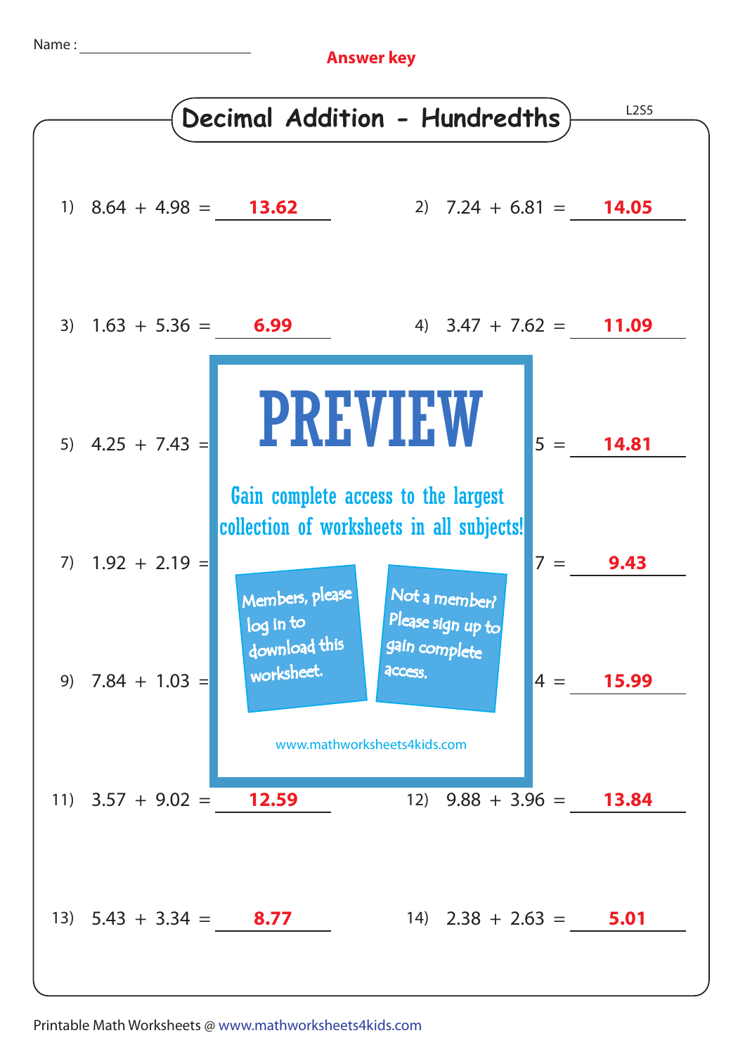Name :

**Answer key**

# Decimal Addition - Hundredths

L2S5

1) $8.64 + 4.98 =$ **13.62**

2) $7.24 + 6.81 =$ **14.05**

3) $1.63 + 5.36 =$ **6.99**

4) $3.47 + 7.62 =$ **11.09**

5) $4.25 + 7.43 =$

PREVIEW

Gain complete access to the largest collection of worksheets in all subjects!

Members, please log in to download this worksheet.

Not a member? Please sign up to gain complete access.

www.mathworksheets4kids.com

5 = **14.81**

7) $1.92 + 2.19 =$

7 = **9.43**

9) $7.84 + 1.03 =$

4 = **15.99**

11) $3.57 + 9.02 =$ **12.59**

12) $9.88 + 3.96 =$ **13.84**

13) $5.43 + 3.34 =$ **8.77**

14) $2.38 + 2.63 =$ **5.01**

Printable Math Worksheets @ www.mathworksheets4kids.com